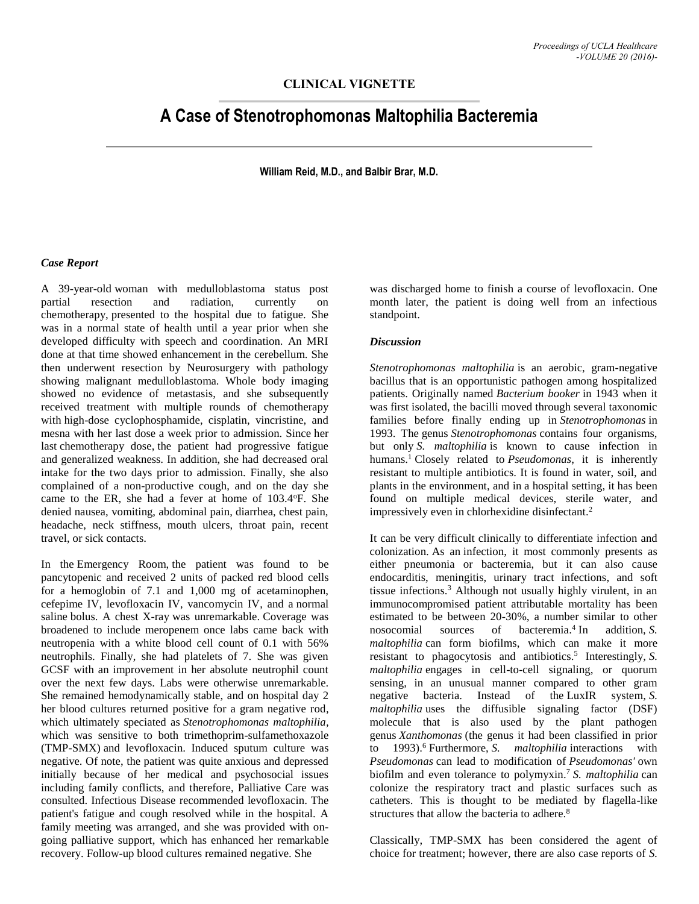CLINICAL VIGNETTE

# A Case of Stenotrophomonas Maltophilia Bacteremia

**William Reid, M.D., and Balbir Brar, M.D.**

### *Case Report*

A 39-year-old woman with medulloblastoma status post partial resection and radiation, currently on chemotherapy, presented to the hospital due to fatigue. She was in a normal state of health until a year prior when she developed difficulty with speech and coordination. An MRI done at that time showed enhancement in the cerebellum. She then underwent resection by Neurosurgery with pathology showing malignant medulloblastoma. Whole body imaging showed no evidence of metastasis, and she subsequently received treatment with multiple rounds of chemotherapy with high-dose cyclophosphamide, cisplatin, vincristine, and mesna with her last dose a week prior to admission. Since her last chemotherapy dose, the patient had progressive fatigue and generalized weakness. In addition, she had decreased oral intake for the two days prior to admission. Finally, she also complained of a non-productive cough, and on the day she came to the ER, she had a fever at home of 103.4°F. She denied nausea, vomiting, abdominal pain, diarrhea, chest pain, headache, neck stiffness, mouth ulcers, throat pain, recent travel, or sick contacts.

In the Emergency Room, the patient was found to be pancytopenic and received 2 units of packed red blood cells for a hemoglobin of 7.1 and 1,000 mg of acetaminophen, cefepime IV, levofloxacin IV, vancomycin IV, and a normal saline bolus. A chest X-ray was unremarkable. Coverage was broadened to include meropenem once labs came back with neutropenia with a white blood cell count of 0.1 with 56% neutrophils. Finally, she had platelets of 7. She was given GCSF with an improvement in her absolute neutrophil count over the next few days. Labs were otherwise unremarkable. She remained hemodynamically stable, and on hospital day 2 her blood cultures returned positive for a gram negative rod, which ultimately speciated as *Stenotrophomonas maltophilia*, which was sensitive to both trimethoprim-sulfamethoxazole (TMP-SMX) and levofloxacin. Induced sputum culture was negative. Of note, the patient was quite anxious and depressed initially because of her medical and psychosocial issues including family conflicts, and therefore, Palliative Care was consulted. Infectious Disease recommended levofloxacin. The patient's fatigue and cough resolved while in the hospital. A family meeting was arranged, and she was provided with on-going palliative support, which has enhanced her remarkable recovery. Follow-up blood cultures remained negative. She was discharged home to finish a course of levofloxacin. One month later, the patient is doing well from an infectious standpoint.

### *Discussion*

*Stenotrophomonas maltophilia* is an aerobic, gram-negative bacillus that is an opportunistic pathogen among hospitalized patients. Originally named *Bacterium booker* in 1943 when it was first isolated, the bacilli moved through several taxonomic families before finally ending up in *Stenotrophomonas* in 1993. The genus *Stenotrophomonas* contains four organisms, but only *S. maltophilia* is known to cause infection in humans.[1] Closely related to *Pseudomonas*, it is inherently resistant to multiple antibiotics. It is found in water, soil, and plants in the environment, and in a hospital setting, it has been found on multiple medical devices, sterile water, and impressively even in chlorhexidine disinfectant.[2]

It can be very difficult clinically to differentiate infection and colonization. As an infection, it most commonly presents as either pneumonia or bacteremia, but it can also cause endocarditis, meningitis, urinary tract infections, and soft tissue infections.[3] Although not usually highly virulent, in an immunocompromised patient attributable mortality has been estimated to be between 20-30%, a number similar to other nosocomial sources of bacteremia.[4] In addition, *S. maltophilia* can form biofilms, which can make it more resistant to phagocytosis and antibiotics.[5] Interestingly, *S. maltophilia* engages in cell-to-cell signaling, or quorum sensing, in an unusual manner compared to other gram negative bacteria. Instead of the LuxIR system, *S. maltophilia* uses the diffusible signaling factor (DSF) molecule that is also used by the plant pathogen genus *Xanthomonas* (the genus it had been classified in prior to 1993).[6] Furthermore, *S. maltophilia* interactions with *Pseudomonas* can lead to modification of *Pseudomonas'* own biofilm and even tolerance to polymyxin.[7] *S. maltophilia* can colonize the respiratory tract and plastic surfaces such as catheters. This is thought to be mediated by flagella-like structures that allow the bacteria to adhere.[8]

Classically, TMP-SMX has been considered the agent of choice for treatment; however, there are also case reports of *S.*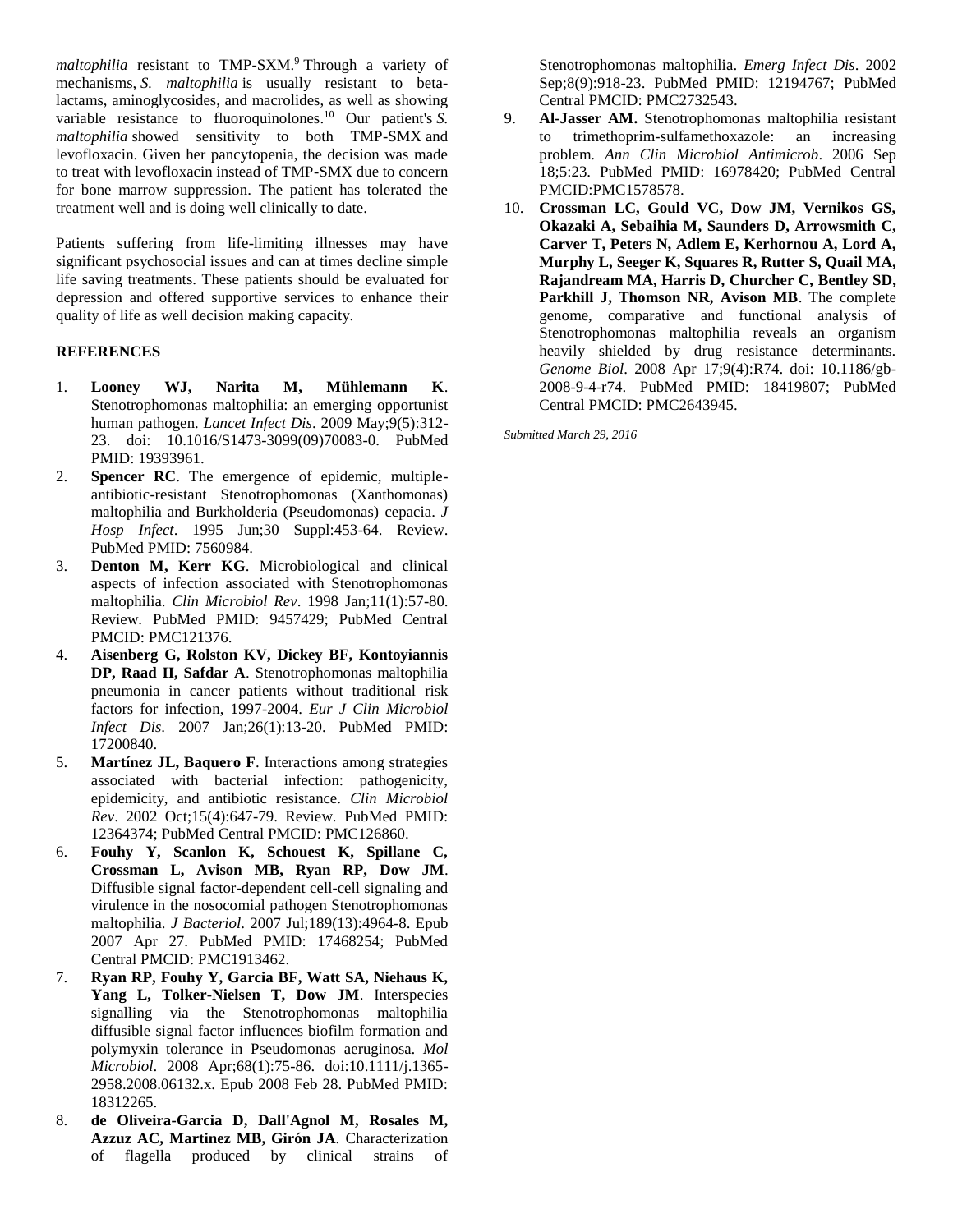*maltophilia* resistant to TMP-SXM.[9] Through a variety of mechanisms, *S. maltophilia* is usually resistant to beta-lactams, aminoglycosides, and macrolides, as well as showing variable resistance to fluoroquinolones.[10] Our patient's *S. maltophilia* showed sensitivity to both TMP-SMX and levofloxacin. Given her pancytopenia, the decision was made to treat with levofloxacin instead of TMP-SMX due to concern for bone marrow suppression. The patient has tolerated the treatment well and is doing well clinically to date.

Patients suffering from life-limiting illnesses may have significant psychosocial issues and can at times decline simple life saving treatments. These patients should be evaluated for depression and offered supportive services to enhance their quality of life as well decision making capacity.

## REFERENCES

1. **Looney WJ, Narita M, Mühlemann K**. Stenotrophomonas maltophilia: an emerging opportunist human pathogen. *Lancet Infect Dis*. 2009 May;9(5):312-23. doi: 10.1016/S1473-3099(09)70083-0. PubMed PMID: 19393961.
2. **Spencer RC**. The emergence of epidemic, multiple-antibiotic-resistant Stenotrophomonas (Xanthomonas) maltophilia and Burkholderia (Pseudomonas) cepacia. *J Hosp Infect*. 1995 Jun;30 Suppl:453-64. Review. PubMed PMID: 7560984.
3. **Denton M, Kerr KG**. Microbiological and clinical aspects of infection associated with Stenotrophomonas maltophilia. *Clin Microbiol Rev*. 1998 Jan;11(1):57-80. Review. PubMed PMID: 9457429; PubMed Central PMCID: PMC121376.
4. **Aisenberg G, Rolston KV, Dickey BF, Kontoyiannis DP, Raad II, Safdar A**. Stenotrophomonas maltophilia pneumonia in cancer patients without traditional risk factors for infection, 1997-2004. *Eur J Clin Microbiol Infect Dis*. 2007 Jan;26(1):13-20. PubMed PMID: 17200840.
5. **Martínez JL, Baquero F**. Interactions among strategies associated with bacterial infection: pathogenicity, epidemicity, and antibiotic resistance. *Clin Microbiol Rev*. 2002 Oct;15(4):647-79. Review. PubMed PMID: 12364374; PubMed Central PMCID: PMC126860.
6. **Fouhy Y, Scanlon K, Schouest K, Spillane C, Crossman L, Avison MB, Ryan RP, Dow JM**. Diffusible signal factor-dependent cell-cell signaling and virulence in the nosocomial pathogen Stenotrophomonas maltophilia. *J Bacteriol*. 2007 Jul;189(13):4964-8. Epub 2007 Apr 27. PubMed PMID: 17468254; PubMed Central PMCID: PMC1913462.
7. **Ryan RP, Fouhy Y, Garcia BF, Watt SA, Niehaus K, Yang L, Tolker-Nielsen T, Dow JM**. Interspecies signalling via the Stenotrophomonas maltophilia diffusible signal factor influences biofilm formation and polymyxin tolerance in Pseudomonas aeruginosa. *Mol Microbiol*. 2008 Apr;68(1):75-86. doi:10.1111/j.1365-2958.2008.06132.x. Epub 2008 Feb 28. PubMed PMID: 18312265.
8. **de Oliveira-Garcia D, Dall'Agnol M, Rosales M, Azzuz AC, Martinez MB, Girón JA**. Characterization of flagella produced by clinical strains of Stenotrophomonas maltophilia. *Emerg Infect Dis*. 2002 Sep;8(9):918-23. PubMed PMID: 12194767; PubMed Central PMCID: PMC2732543.
9. **Al-Jasser AM.** Stenotrophomonas maltophilia resistant to trimethoprim-sulfamethoxazole: an increasing problem. *Ann Clin Microbiol Antimicrob*. 2006 Sep 18;5:23. PubMed PMID: 16978420; PubMed Central PMCID:PMC1578578.
10. **Crossman LC, Gould VC, Dow JM, Vernikos GS, Okazaki A, Sebaihia M, Saunders D, Arrowsmith C, Carver T, Peters N, Adlem E, Kerhornou A, Lord A, Murphy L, Seeger K, Squares R, Rutter S, Quail MA, Rajandream MA, Harris D, Churcher C, Bentley SD, Parkhill J, Thomson NR, Avison MB**. The complete genome, comparative and functional analysis of Stenotrophomonas maltophilia reveals an organism heavily shielded by drug resistance determinants. *Genome Biol*. 2008 Apr 17;9(4):R74. doi: 10.1186/gb-2008-9-4-r74. PubMed PMID: 18419807; PubMed Central PMCID: PMC2643945.

*Submitted March 29, 2016*